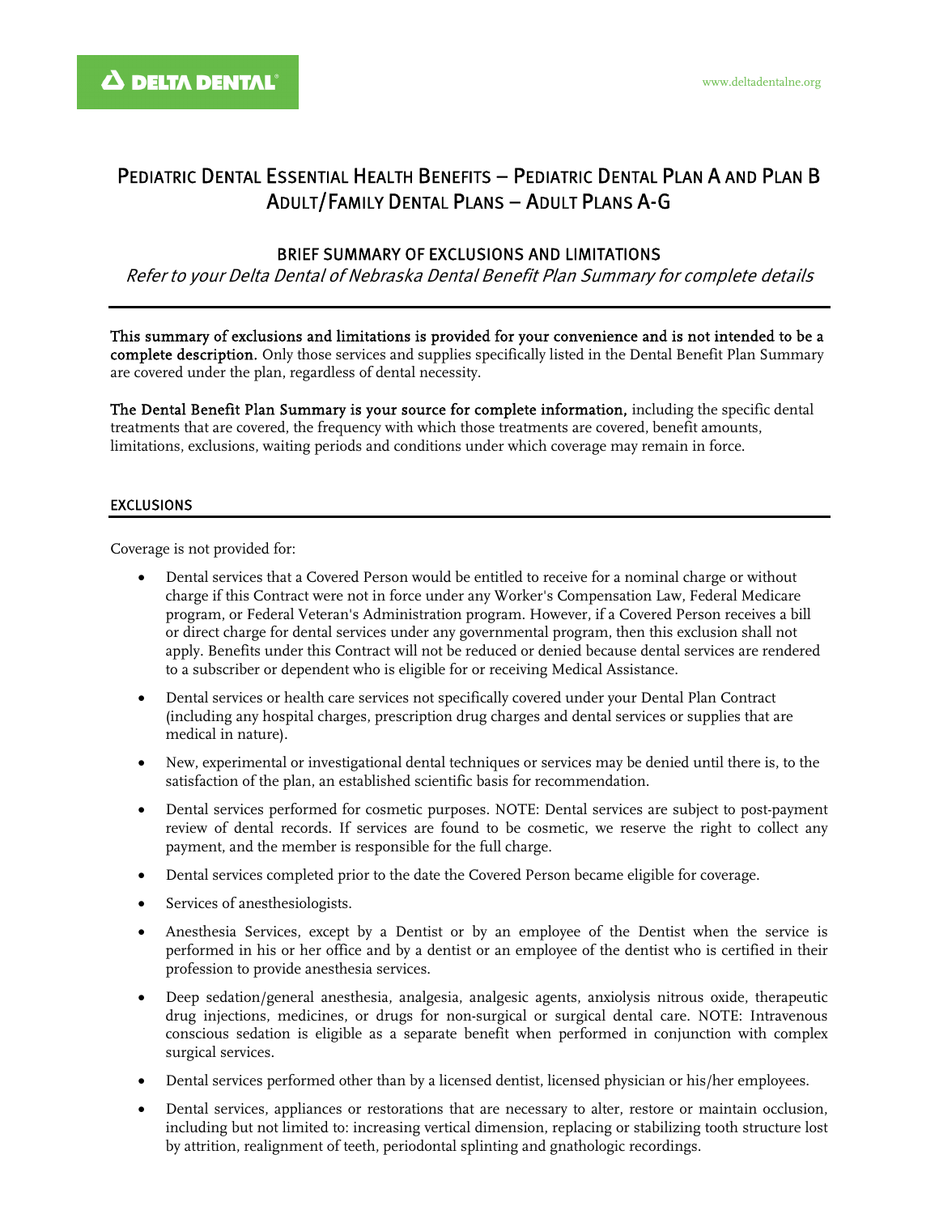DELTA DENTAL

www.deltadentalne.org

# Pediatric Dental Essential Health Benefits – Pediatric Dental Plan A and Plan B
# Adult/Family Dental Plans – Adult Plans A-G

## BRIEF SUMMARY OF EXCLUSIONS AND LIMITATIONS

*Refer to your Delta Dental of Nebraska Dental Benefit Plan Summary for complete details*

---

**This summary of exclusions and limitations is provided for your convenience and is not intended to be a complete description.** Only those services and supplies specifically listed in the Dental Benefit Plan Summary are covered under the plan, regardless of dental necessity.

**The Dental Benefit Plan Summary is your source for complete information,** including the specific dental treatments that are covered, the frequency with which those treatments are covered, benefit amounts, limitations, exclusions, waiting periods and conditions under which coverage may remain in force.

## EXCLUSIONS

Coverage is not provided for:

- Dental services that a Covered Person would be entitled to receive for a nominal charge or without charge if this Contract were not in force under any Worker's Compensation Law, Federal Medicare program, or Federal Veteran's Administration program. However, if a Covered Person receives a bill or direct charge for dental services under any governmental program, then this exclusion shall not apply. Benefits under this Contract will not be reduced or denied because dental services are rendered to a subscriber or dependent who is eligible for or receiving Medical Assistance.
- Dental services or health care services not specifically covered under your Dental Plan Contract (including any hospital charges, prescription drug charges and dental services or supplies that are medical in nature).
- New, experimental or investigational dental techniques or services may be denied until there is, to the satisfaction of the plan, an established scientific basis for recommendation.
- Dental services performed for cosmetic purposes. NOTE: Dental services are subject to post-payment review of dental records. If services are found to be cosmetic, we reserve the right to collect any payment, and the member is responsible for the full charge.
- Dental services completed prior to the date the Covered Person became eligible for coverage.
- Services of anesthesiologists.
- Anesthesia Services, except by a Dentist or by an employee of the Dentist when the service is performed in his or her office and by a dentist or an employee of the dentist who is certified in their profession to provide anesthesia services.
- Deep sedation/general anesthesia, analgesia, analgesic agents, anxiolysis nitrous oxide, therapeutic drug injections, medicines, or drugs for non-surgical or surgical dental care. NOTE: Intravenous conscious sedation is eligible as a separate benefit when performed in conjunction with complex surgical services.
- Dental services performed other than by a licensed dentist, licensed physician or his/her employees.
- Dental services, appliances or restorations that are necessary to alter, restore or maintain occlusion, including but not limited to: increasing vertical dimension, replacing or stabilizing tooth structure lost by attrition, realignment of teeth, periodontal splinting and gnathologic recordings.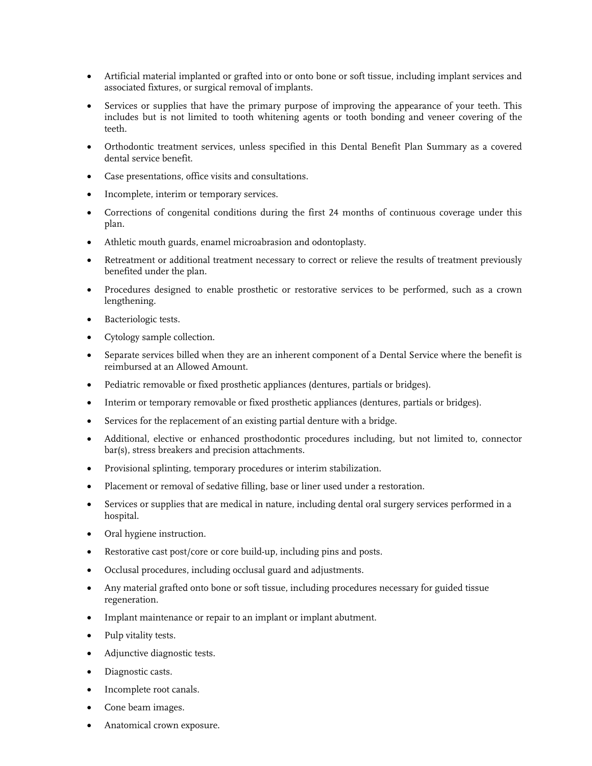- Artificial material implanted or grafted into or onto bone or soft tissue, including implant services and associated fixtures, or surgical removal of implants.
- Services or supplies that have the primary purpose of improving the appearance of your teeth. This includes but is not limited to tooth whitening agents or tooth bonding and veneer covering of the teeth.
- Orthodontic treatment services, unless specified in this Dental Benefit Plan Summary as a covered dental service benefit.
- Case presentations, office visits and consultations.
- Incomplete, interim or temporary services.
- Corrections of congenital conditions during the first 24 months of continuous coverage under this plan.
- Athletic mouth guards, enamel microabrasion and odontoplasty.
- Retreatment or additional treatment necessary to correct or relieve the results of treatment previously benefited under the plan.
- Procedures designed to enable prosthetic or restorative services to be performed, such as a crown lengthening.
- Bacteriologic tests.
- Cytology sample collection.
- Separate services billed when they are an inherent component of a Dental Service where the benefit is reimbursed at an Allowed Amount.
- Pediatric removable or fixed prosthetic appliances (dentures, partials or bridges).
- Interim or temporary removable or fixed prosthetic appliances (dentures, partials or bridges).
- Services for the replacement of an existing partial denture with a bridge.
- Additional, elective or enhanced prosthodontic procedures including, but not limited to, connector bar(s), stress breakers and precision attachments.
- Provisional splinting, temporary procedures or interim stabilization.
- Placement or removal of sedative filling, base or liner used under a restoration.
- Services or supplies that are medical in nature, including dental oral surgery services performed in a hospital.
- Oral hygiene instruction.
- Restorative cast post/core or core build-up, including pins and posts.
- Occlusal procedures, including occlusal guard and adjustments.
- Any material grafted onto bone or soft tissue, including procedures necessary for guided tissue regeneration.
- Implant maintenance or repair to an implant or implant abutment.
- Pulp vitality tests.
- Adjunctive diagnostic tests.
- Diagnostic casts.
- Incomplete root canals.
- Cone beam images.
- Anatomical crown exposure.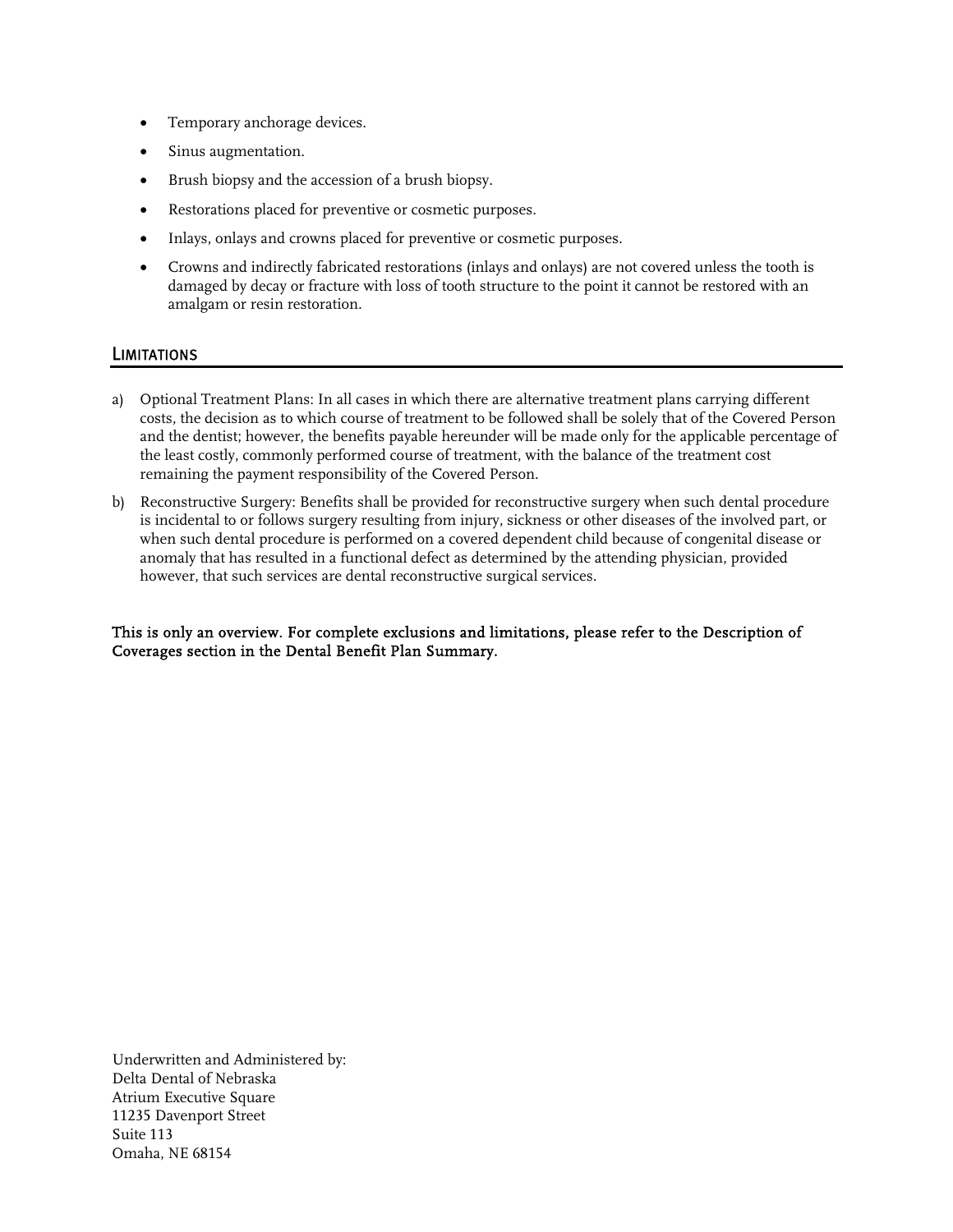- Temporary anchorage devices.
- Sinus augmentation.
- Brush biopsy and the accession of a brush biopsy.
- Restorations placed for preventive or cosmetic purposes.
- Inlays, onlays and crowns placed for preventive or cosmetic purposes.
- Crowns and indirectly fabricated restorations (inlays and onlays) are not covered unless the tooth is damaged by decay or fracture with loss of tooth structure to the point it cannot be restored with an amalgam or resin restoration.

## Limitations

a) Optional Treatment Plans: In all cases in which there are alternative treatment plans carrying different costs, the decision as to which course of treatment to be followed shall be solely that of the Covered Person and the dentist; however, the benefits payable hereunder will be made only for the applicable percentage of the least costly, commonly performed course of treatment, with the balance of the treatment cost remaining the payment responsibility of the Covered Person.

b) Reconstructive Surgery: Benefits shall be provided for reconstructive surgery when such dental procedure is incidental to or follows surgery resulting from injury, sickness or other diseases of the involved part, or when such dental procedure is performed on a covered dependent child because of congenital disease or anomaly that has resulted in a functional defect as determined by the attending physician, provided however, that such services are dental reconstructive surgical services.

**This is only an overview. For complete exclusions and limitations, please refer to the Description of Coverages section in the Dental Benefit Plan Summary.**

Underwritten and Administered by:
Delta Dental of Nebraska
Atrium Executive Square
11235 Davenport Street
Suite 113
Omaha, NE 68154